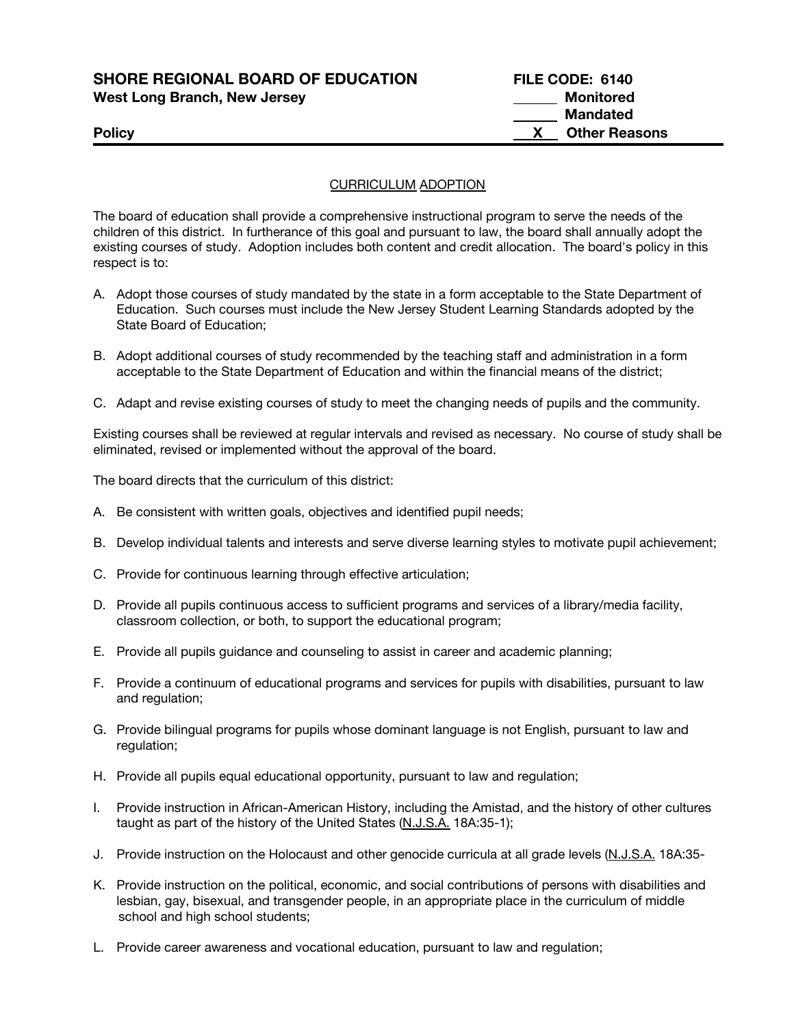**SHORE REGIONAL BOARD OF EDUCATION** **FILE CODE: 6140**
**West Long Branch, New Jersey**

_____ **Monitored**
_____ **Mandated**
**Policy** __X__ **Other Reasons**

CURRICULUM ADOPTION

The board of education shall provide a comprehensive instructional program to serve the needs of the children of this district. In furtherance of this goal and pursuant to law, the board shall annually adopt the existing courses of study. Adoption includes both content and credit allocation. The board's policy in this respect is to:

A. Adopt those courses of study mandated by the state in a form acceptable to the State Department of Education. Such courses must include the New Jersey Student Learning Standards adopted by the State Board of Education;

B. Adopt additional courses of study recommended by the teaching staff and administration in a form acceptable to the State Department of Education and within the financial means of the district;

C. Adapt and revise existing courses of study to meet the changing needs of pupils and the community.

Existing courses shall be reviewed at regular intervals and revised as necessary. No course of study shall be eliminated, revised or implemented without the approval of the board.

The board directs that the curriculum of this district:

A. Be consistent with written goals, objectives and identified pupil needs;

B. Develop individual talents and interests and serve diverse learning styles to motivate pupil achievement;

C. Provide for continuous learning through effective articulation;

D. Provide all pupils continuous access to sufficient programs and services of a library/media facility, classroom collection, or both, to support the educational program;

E. Provide all pupils guidance and counseling to assist in career and academic planning;

F. Provide a continuum of educational programs and services for pupils with disabilities, pursuant to law and regulation;

G. Provide bilingual programs for pupils whose dominant language is not English, pursuant to law and regulation;

H. Provide all pupils equal educational opportunity, pursuant to law and regulation;

I. Provide instruction in African-American History, including the Amistad, and the history of other cultures taught as part of the history of the United States (N.J.S.A. 18A:35-1);

J. Provide instruction on the Holocaust and other genocide curricula at all grade levels (N.J.S.A. 18A:35-

K. Provide instruction on the political, economic, and social contributions of persons with disabilities and lesbian, gay, bisexual, and transgender people, in an appropriate place in the curriculum of middle school and high school students;

L. Provide career awareness and vocational education, pursuant to law and regulation;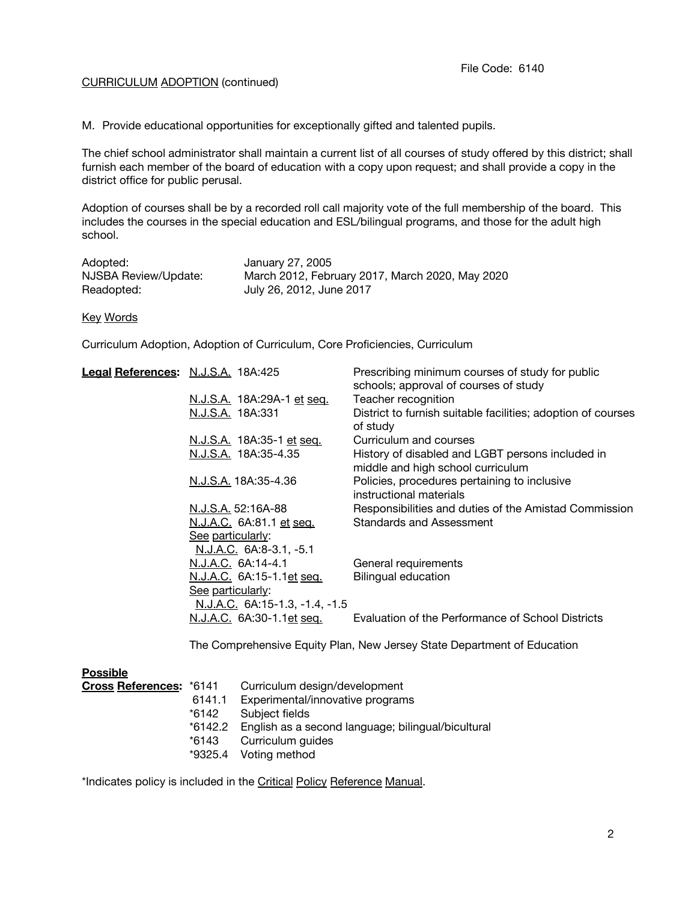File Code: 6140

CURRICULUM ADOPTION (continued)

M. Provide educational opportunities for exceptionally gifted and talented pupils.

The chief school administrator shall maintain a current list of all courses of study offered by this district; shall furnish each member of the board of education with a copy upon request; and shall provide a copy in the district office for public perusal.

Adoption of courses shall be by a recorded roll call majority vote of the full membership of the board. This includes the courses in the special education and ESL/bilingual programs, and those for the adult high school.

| | |
|---|---|
| Adopted: | January 27, 2005 |
| NJSBA Review/Update: | March 2012, February 2017, March 2020, May 2020 |
| Readopted: | July 26, 2012, June 2017 |

Key Words

Curriculum Adoption, Adoption of Curriculum, Core Proficiencies, Curriculum

**Legal References:**

| | |
|---|---|
| N.J.S.A. 18A:425 | Prescribing minimum courses of study for public schools; approval of courses of study |
| N.J.S.A. 18A:29A-1 et seq. | Teacher recognition |
| N.J.S.A. 18A:331 | District to furnish suitable facilities; adoption of courses of study |
| N.J.S.A. 18A:35-1 et seq. | Curriculum and courses |
| N.J.S.A. 18A:35-4.35 | History of disabled and LGBT persons included in middle and high school curriculum |
| N.J.S.A. 18A:35-4.36 | Policies, procedures pertaining to inclusive instructional materials |
| N.J.S.A. 52:16A-88 | Responsibilities and duties of the Amistad Commission |
| N.J.A.C. 6A:81.1 et seq. | Standards and Assessment |
| See particularly: N.J.A.C. 6A:8-3.1, -5.1 | |
| N.J.A.C. 6A:14-4.1 | General requirements |
| N.J.A.C. 6A:15-1.1et seq. | Bilingual education |
| See particularly: N.J.A.C. 6A:15-1.3, -1.4, -1.5 | |
| N.J.A.C. 6A:30-1.1et seq. | Evaluation of the Performance of School Districts |

The Comprehensive Equity Plan, New Jersey State Department of Education

**Possible Cross References:**

| | |
|---|---|
| *6141 | Curriculum design/development |
| 6141.1 | Experimental/innovative programs |
| *6142 | Subject fields |
| *6142.2 | English as a second language; bilingual/bicultural |
| *6143 | Curriculum guides |
| *9325.4 | Voting method |

*Indicates policy is included in the Critical Policy Reference Manual.